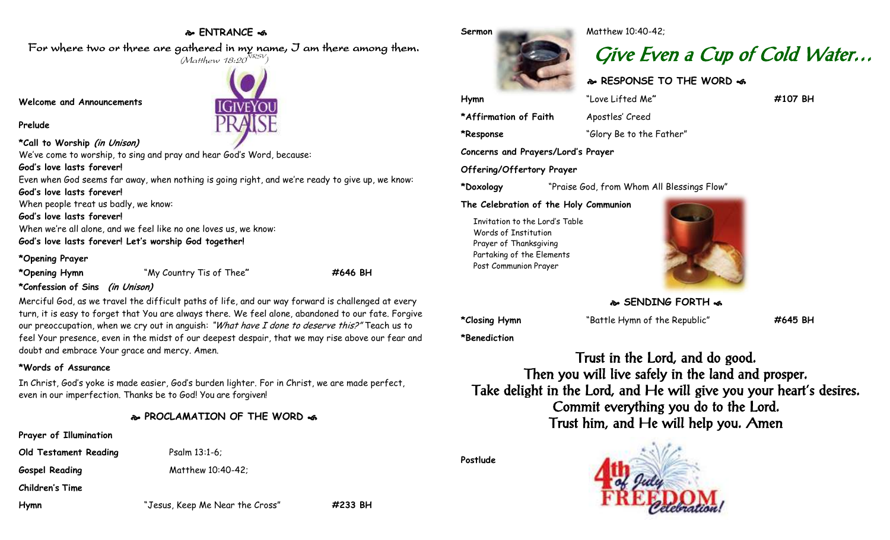## ENTRANCE

For where two or three are gathered in my name, I am there among them.
*(Matthew 18:20 NRSV)*

**Welcome and Announcements**

**Prelude**

**\*Call to Worship *(in Unison)***

We've come to worship, to sing and pray and hear God's Word, because:
**God's love lasts forever!**
Even when God seems far away, when nothing is going right, and we're ready to give up, we know:
**God's love lasts forever!**
When people treat us badly, we know:
**God's love lasts forever!**
When we're all alone, and we feel like no one loves us, we know:
**God's love lasts forever! Let's worship God together!**

**\*Opening Prayer**

**\*Opening Hymn** "My Country Tis of Thee" **#646 BH**

**\*Confession of Sins *(in Unison)***

Merciful God, as we travel the difficult paths of life, and our way forward is challenged at every turn, it is easy to forget that You are always there. We feel alone, abandoned to our fate. Forgive our preoccupation, when we cry out in anguish: *"What have I done to deserve this?"* Teach us to feel Your presence, even in the midst of our deepest despair, that we may rise above our fear and doubt and embrace Your grace and mercy. Amen.

**\*Words of Assurance**

In Christ, God's yoke is made easier, God's burden lighter. For in Christ, we are made perfect, even in our imperfection. Thanks be to God! You are forgiven!

## PROCLAMATION OF THE WORD

**Prayer of Illumination**

**Old Testament Reading** Psalm 13:1-6;

**Gospel Reading** Matthew 10:40-42;

**Children's Time**

**Hymn** "Jesus, Keep Me Near the Cross" **#233 BH**

**Sermon** Matthew 10:40-42;

# *Give Even a Cup of Cold Water…*

## RESPONSE TO THE WORD

**Hymn** "Love Lifted Me" **#107 BH**

**\*Affirmation of Faith** Apostles' Creed

**\*Response** "Glory Be to the Father"

**Concerns and Prayers/Lord's Prayer**

**Offering/Offertory Prayer**

**\*Doxology** "Praise God, from Whom All Blessings Flow"

**The Celebration of the Holy Communion**

- Invitation to the Lord's Table
- Words of Institution
- Prayer of Thanksgiving
- Partaking of the Elements
- Post Communion Prayer

## SENDING FORTH

**\*Closing Hymn** "Battle Hymn of the Republic" **#645 BH**

**\*Benediction**

Trust in the Lord, and do good.
Then you will live safely in the land and prosper.
Take delight in the Lord, and He will give you your heart's desires.
Commit everything you do to the Lord.
Trust him, and He will help you. Amen

**Postlude**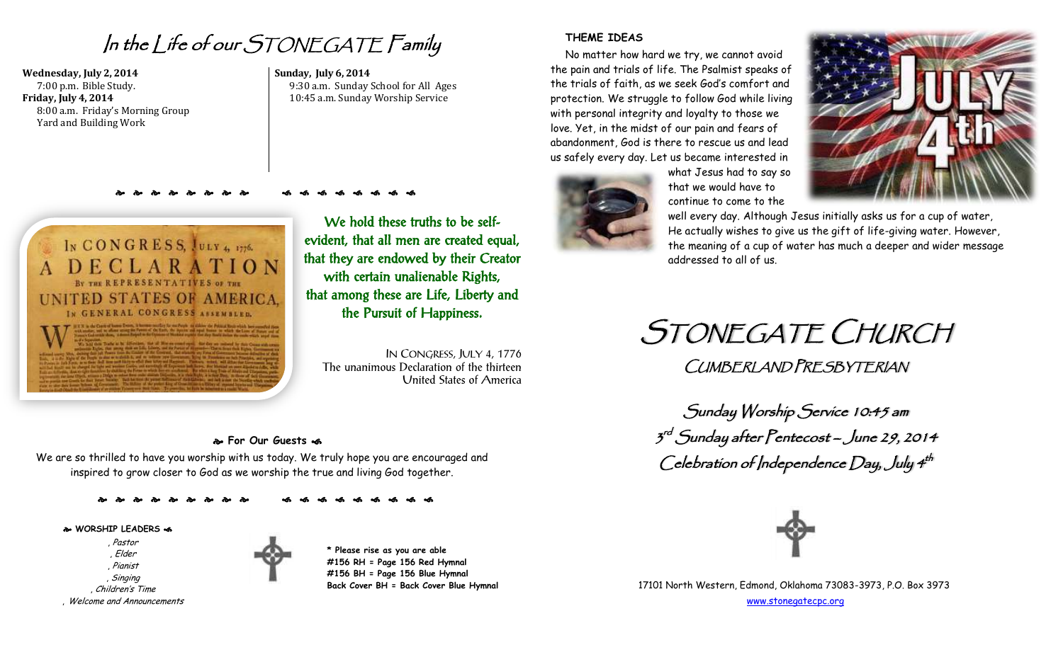# In the Life of our STONEGATE Family

**Wednesday, July 2, 2014**
7:00 p.m. Bible Study.

**Friday, July 4, 2014**
8:00 a.m. Friday's Morning Group
Yard and Building Work

**Sunday, July 6, 2014**
9:30 a.m. Sunday School for All Ages
10:45 a.m. Sunday Worship Service

IN CONGRESS, JULY 4, 1776.
A DECLARATION
BY THE REPRESENTATIVES OF THE
UNITED STATES OF AMERICA,
IN GENERAL CONGRESS ASSEMBLED.

We hold these truths to be self-evident, that all men are created equal, that they are endowed by their Creator with certain unalienable Rights, that among these are Life, Liberty and the Pursuit of Happiness.

IN CONGRESS, JULY 4, 1776
The unanimous Declaration of the thirteen
United States of America

**For Our Guests**

We are so thrilled to have you worship with us today. We truly hope you are encouraged and inspired to grow closer to God as we worship the true and living God together.

**WORSHIP LEADERS**

*, Pastor*
*, Elder*
*, Pianist*
*, Singing*
*, Children's Time*
*, Welcome and Announcements*

**\* Please rise as you are able**
**#156 RH = Page 156 Red Hymnal**
**#156 BH = Page 156 Blue Hymnal**
**Back Cover BH = Back Cover Blue Hymnal**

**THEME IDEAS**

No matter how hard we try, we cannot avoid the pain and trials of life. The Psalmist speaks of the trials of faith, as we seek God's comfort and protection. We struggle to follow God while living with personal integrity and loyalty to those we love. Yet, in the midst of our pain and fears of abandonment, God is there to rescue us and lead us safely every day. Let us became interested in what Jesus had to say so that we would have to continue to come to the well every day. Although Jesus initially asks us for a cup of water, He actually wishes to give us the gift of life-giving water. However, the meaning of a cup of water has much a deeper and wider message addressed to all of us.

JULY 4th

# STONEGATE CHURCH

## CUMBERLAND PRESBYTERIAN

*Sunday Worship Service 10:45 am*

*3rd Sunday after Pentecost – June 29, 2014*

*Celebration of Independence Day, July 4th*

17101 North Western, Edmond, Oklahoma 73083-3973, P.O. Box 3973

www.stonegatecpc.org